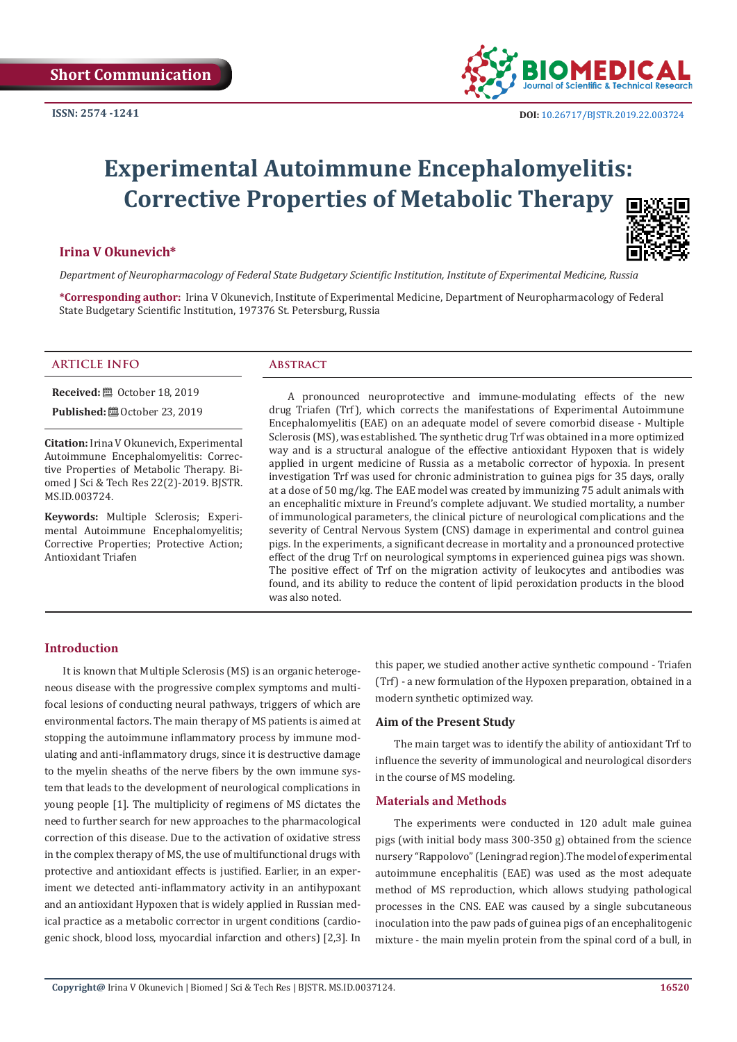Short Communication

ISSN: 2574 -1241

DOI: 10.26717/BJSTR.2019.22.003724

# Experimental Autoimmune Encephalomyelitis: Corrective Properties of Metabolic Therapy

**Irina V Okunevich***

*Department of Neuropharmacology of Federal State Budgetary Scientific Institution, Institute of Experimental Medicine, Russia*

***Corresponding author:** Irina V Okunevich, Institute of Experimental Medicine, Department of Neuropharmacology of Federal State Budgetary Scientific Institution, 197376 St. Petersburg, Russia

## ARTICLE INFO

**Received:** October 18, 2019

**Published:** October 23, 2019

**Citation:** Irina V Okunevich, Experimental Autoimmune Encephalomyelitis: Corrective Properties of Metabolic Therapy. Biomed J Sci & Tech Res 22(2)-2019. BJSTR. MS.ID.003724.

**Keywords:** Multiple Sclerosis; Experimental Autoimmune Encephalomyelitis; Corrective Properties; Protective Action; Antioxidant Triafen

## Abstract

A pronounced neuroprotective and immune-modulating effects of the new drug Triafen (Trf), which corrects the manifestations of Experimental Autoimmune Encephalomyelitis (EAE) on an adequate model of severe comorbid disease - Multiple Sclerosis (MS), was established. The synthetic drug Trf was obtained in a more optimized way and is a structural analogue of the effective antioxidant Hypoxen that is widely applied in urgent medicine of Russia as a metabolic corrector of hypoxia. In present investigation Trf was used for chronic administration to guinea pigs for 35 days, orally at a dose of 50 mg/kg. The EAE model was created by immunizing 75 adult animals with an encephalitic mixture in Freund's complete adjuvant. We studied mortality, a number of immunological parameters, the clinical picture of neurological complications and the severity of Central Nervous System (CNS) damage in experimental and control guinea pigs. In the experiments, a significant decrease in mortality and a pronounced protective effect of the drug Trf on neurological symptoms in experienced guinea pigs was shown. The positive effect of Trf on the migration activity of leukocytes and antibodies was found, and its ability to reduce the content of lipid peroxidation products in the blood was also noted.

## Introduction

It is known that Multiple Sclerosis (MS) is an organic heterogeneous disease with the progressive complex symptoms and multifocal lesions of conducting neural pathways, triggers of which are environmental factors. The main therapy of MS patients is aimed at stopping the autoimmune inflammatory process by immune modulating and anti-inflammatory drugs, since it is destructive damage to the myelin sheaths of the nerve fibers by the own immune system that leads to the development of neurological complications in young people [1]. The multiplicity of regimens of MS dictates the need to further search for new approaches to the pharmacological correction of this disease. Due to the activation of oxidative stress in the complex therapy of MS, the use of multifunctional drugs with protective and antioxidant effects is justified. Earlier, in an experiment we detected anti-inflammatory activity in an antihypoxant and an antioxidant Hypoxen that is widely applied in Russian medical practice as a metabolic corrector in urgent conditions (cardiogenic shock, blood loss, myocardial infarction and others) [2,3]. In this paper, we studied another active synthetic compound - Triafen (Trf) - a new formulation of the Hypoxen preparation, obtained in a modern synthetic optimized way.

### Aim of the Present Study

The main target was to identify the ability of antioxidant Trf to influence the severity of immunological and neurological disorders in the course of MS modeling.

## Materials and Methods

The experiments were conducted in 120 adult male guinea pigs (with initial body mass 300-350 g) obtained from the science nursery "Rappolovo" (Leningrad region).The model of experimental autoimmune encephalitis (EAE) was used as the most adequate method of MS reproduction, which allows studying pathological processes in the CNS. EAE was caused by a single subcutaneous inoculation into the paw pads of guinea pigs of an encephalitogenic mixture - the main myelin protein from the spinal cord of a bull, in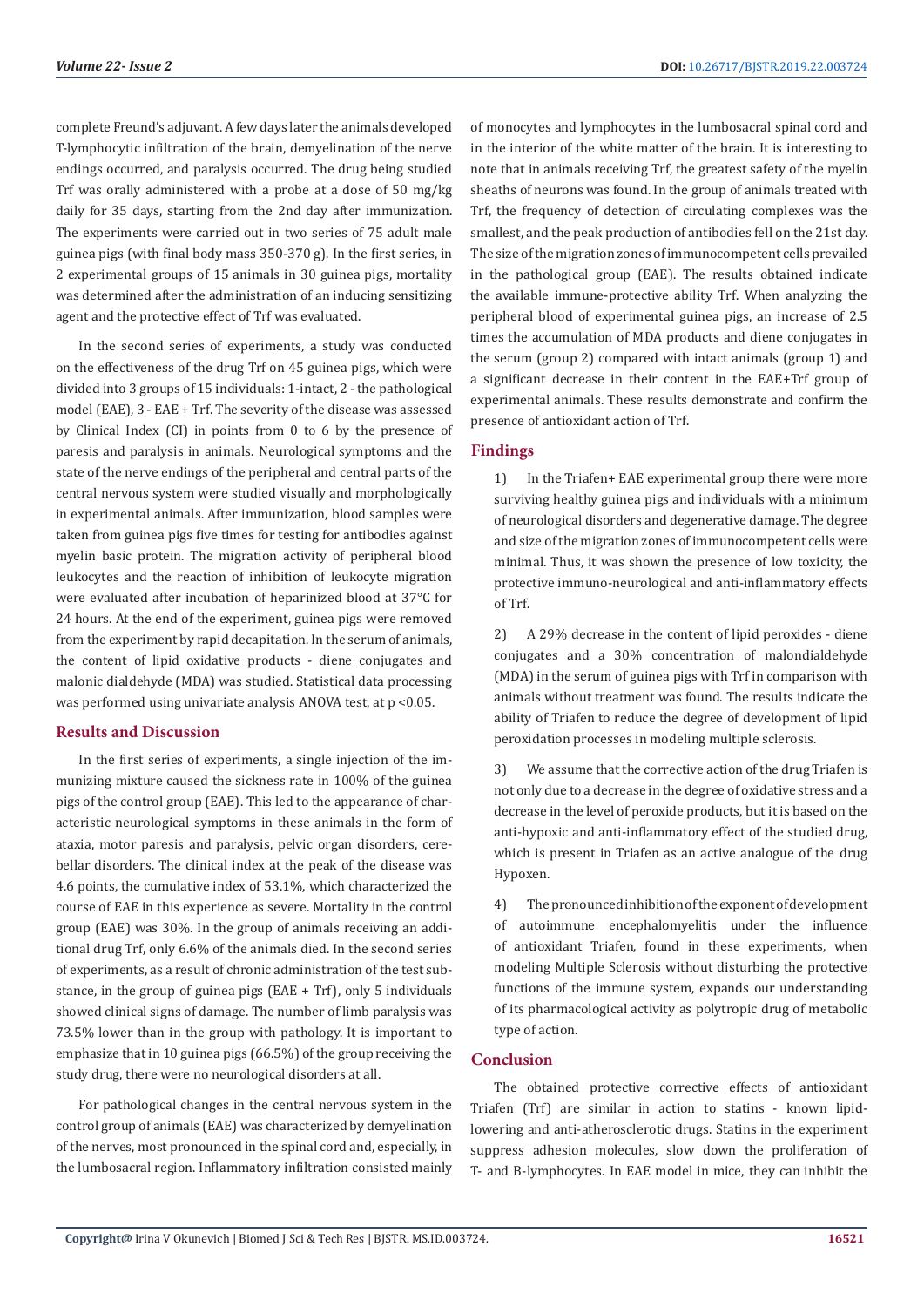complete Freund's adjuvant. A few days later the animals developed T-lymphocytic infiltration of the brain, demyelination of the nerve endings occurred, and paralysis occurred. The drug being studied Trf was orally administered with a probe at a dose of 50 mg/kg daily for 35 days, starting from the 2nd day after immunization. The experiments were carried out in two series of 75 adult male guinea pigs (with final body mass 350-370 g). In the first series, in 2 experimental groups of 15 animals in 30 guinea pigs, mortality was determined after the administration of an inducing sensitizing agent and the protective effect of Trf was evaluated.

In the second series of experiments, a study was conducted on the effectiveness of the drug Trf on 45 guinea pigs, which were divided into 3 groups of 15 individuals: 1-intact, 2 - the pathological model (EAE), 3 - EAE + Trf. The severity of the disease was assessed by Clinical Index (CI) in points from 0 to 6 by the presence of paresis and paralysis in animals. Neurological symptoms and the state of the nerve endings of the peripheral and central parts of the central nervous system were studied visually and morphologically in experimental animals. After immunization, blood samples were taken from guinea pigs five times for testing for antibodies against myelin basic protein. The migration activity of peripheral blood leukocytes and the reaction of inhibition of leukocyte migration were evaluated after incubation of heparinized blood at 37°C for 24 hours. At the end of the experiment, guinea pigs were removed from the experiment by rapid decapitation. In the serum of animals, the content of lipid oxidative products - diene conjugates and malonic dialdehyde (MDA) was studied. Statistical data processing was performed using univariate analysis ANOVA test, at $p < 0.05$.

## Results and Discussion

In the first series of experiments, a single injection of the immunizing mixture caused the sickness rate in 100% of the guinea pigs of the control group (EAE). This led to the appearance of characteristic neurological symptoms in these animals in the form of ataxia, motor paresis and paralysis, pelvic organ disorders, cerebellar disorders. The clinical index at the peak of the disease was 4.6 points, the cumulative index of 53.1%, which characterized the course of EAE in this experience as severe. Mortality in the control group (EAE) was 30%. In the group of animals receiving an additional drug Trf, only 6.6% of the animals died. In the second series of experiments, as a result of chronic administration of the test substance, in the group of guinea pigs (EAE + Trf), only 5 individuals showed clinical signs of damage. The number of limb paralysis was 73.5% lower than in the group with pathology. It is important to emphasize that in 10 guinea pigs (66.5%) of the group receiving the study drug, there were no neurological disorders at all.

For pathological changes in the central nervous system in the control group of animals (EAE) was characterized by demyelination of the nerves, most pronounced in the spinal cord and, especially, in the lumbosacral region. Inflammatory infiltration consisted mainly of monocytes and lymphocytes in the lumbosacral spinal cord and in the interior of the white matter of the brain. It is interesting to note that in animals receiving Trf, the greatest safety of the myelin sheaths of neurons was found. In the group of animals treated with Trf, the frequency of detection of circulating complexes was the smallest, and the peak production of antibodies fell on the 21st day. The size of the migration zones of immunocompetent cells prevailed in the pathological group (EAE). The results obtained indicate the available immune-protective ability Trf. When analyzing the peripheral blood of experimental guinea pigs, an increase of 2.5 times the accumulation of MDA products and diene conjugates in the serum (group 2) compared with intact animals (group 1) and a significant decrease in their content in the EAE+Trf group of experimental animals. These results demonstrate and confirm the presence of antioxidant action of Trf.

## Findings

1) In the Triafen+ EAE experimental group there were more surviving healthy guinea pigs and individuals with a minimum of neurological disorders and degenerative damage. The degree and size of the migration zones of immunocompetent cells were minimal. Thus, it was shown the presence of low toxicity, the protective immuno-neurological and anti-inflammatory effects of Trf.

2) A 29% decrease in the content of lipid peroxides - diene conjugates and a 30% concentration of malondialdehyde (MDA) in the serum of guinea pigs with Trf in comparison with animals without treatment was found. The results indicate the ability of Triafen to reduce the degree of development of lipid peroxidation processes in modeling multiple sclerosis.

3) We assume that the corrective action of the drug Triafen is not only due to a decrease in the degree of oxidative stress and a decrease in the level of peroxide products, but it is based on the anti-hypoxic and anti-inflammatory effect of the studied drug, which is present in Triafen as an active analogue of the drug Hypoxen.

4) The pronounced inhibition of the exponent of development of autoimmune encephalomyelitis under the influence of antioxidant Triafen, found in these experiments, when modeling Multiple Sclerosis without disturbing the protective functions of the immune system, expands our understanding of its pharmacological activity as polytropic drug of metabolic type of action.

## Conclusion

The obtained protective corrective effects of antioxidant Triafen (Trf) are similar in action to statins - known lipid-lowering and anti-atherosclerotic drugs. Statins in the experiment suppress adhesion molecules, slow down the proliferation of T- and B-lymphocytes. In EAE model in mice, they can inhibit the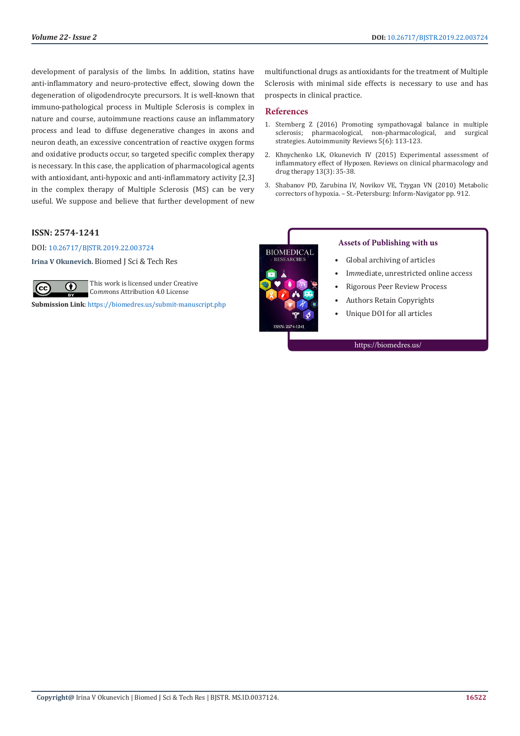development of paralysis of the limbs. In addition, statins have anti-inflammatory and neuro-protective effect, slowing down the degeneration of oligodendrocyte precursors. It is well-known that immuno-pathological process in Multiple Sclerosis is complex in nature and course, autoimmune reactions cause an inflammatory process and lead to diffuse degenerative changes in axons and neuron death, an excessive concentration of reactive oxygen forms and oxidative products occur, so targeted specific complex therapy is necessary. In this case, the application of pharmacological agents with antioxidant, anti-hypoxic and anti-inflammatory activity [2,3] in the complex therapy of Multiple Sclerosis (MS) can be very useful. We suppose and believe that further development of new multifunctional drugs as antioxidants for the treatment of Multiple Sclerosis with minimal side effects is necessary to use and has prospects in clinical practice.

## References

1. Sternberg Z (2016) Promoting sympathovagal balance in multiple sclerosis; pharmacological, non-pharmacological, and surgical strategies. Autoimmunity Reviews 5(6): 113-123.
2. Khnychenko LK, Okunevich IV (2015) Experimental assessment of inflammatory effect of Hypoxen. Reviews on clinical pharmacology and drug therapy 13(3): 35-38.
3. Shabanov PD, Zarubina IV, Novikov VE, Tzygan VN (2010) Metabolic correctors of hypoxia. – St.-Petersburg: Inform-Navigator pp. 912.

**ISSN: 2574-1241**

DOI: 10.26717/BJSTR.2019.22.003724

**Irina V Okunevich.** Biomed J Sci & Tech Res

This work is licensed under Creative Commons Attribution 4.0 License

**Submission Link**: https://biomedres.us/submit-manuscript.php

**Assets of Publishing with us**

- Global archiving of articles
- Immediate, unrestricted online access
- Rigorous Peer Review Process
- Authors Retain Copyrights
- Unique DOI for all articles

https://biomedres.us/